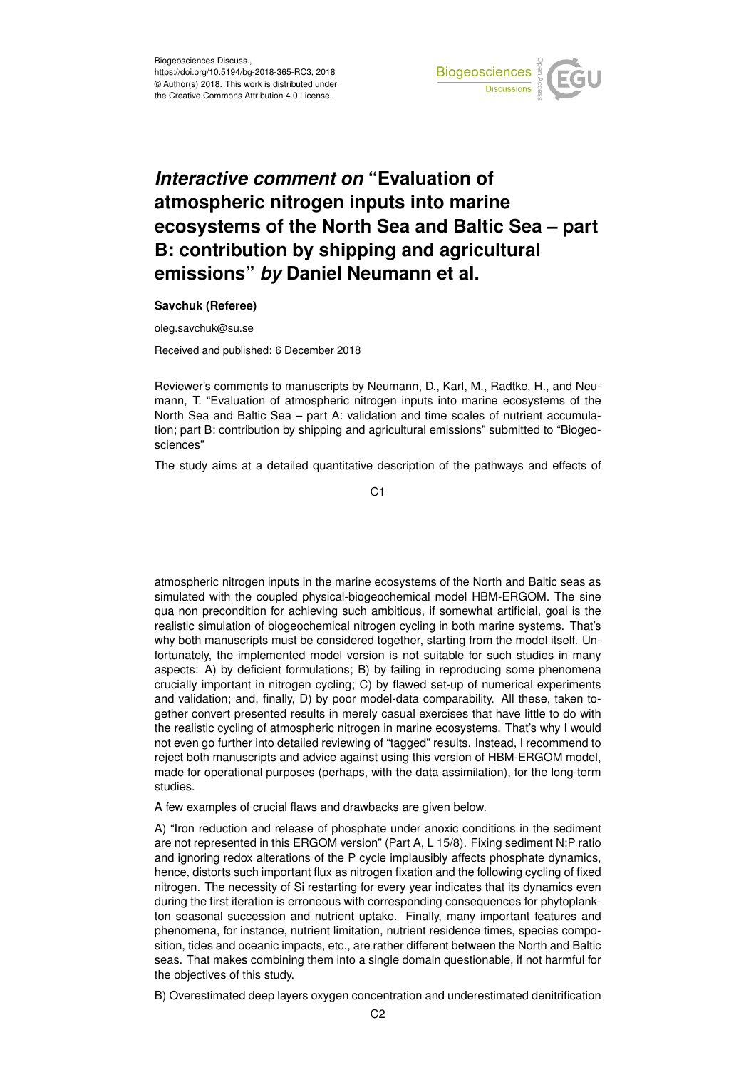Biogeosciences Discuss.,
https://doi.org/10.5194/bg-2018-365-RC3, 2018
© Author(s) 2018. This work is distributed under
the Creative Commons Attribution 4.0 License.

# *Interactive comment on* "Evaluation of atmospheric nitrogen inputs into marine ecosystems of the North Sea and Baltic Sea – part B: contribution by shipping and agricultural emissions" *by* Daniel Neumann et al.

**Savchuk (Referee)**

oleg.savchuk@su.se

Received and published: 6 December 2018

Reviewer's comments to manuscripts by Neumann, D., Karl, M., Radtke, H., and Neumann, T. "Evaluation of atmospheric nitrogen inputs into marine ecosystems of the North Sea and Baltic Sea – part A: validation and time scales of nutrient accumulation; part B: contribution by shipping and agricultural emissions" submitted to "Biogeosciences"

The study aims at a detailed quantitative description of the pathways and effects of atmospheric nitrogen inputs in the marine ecosystems of the North and Baltic seas as simulated with the coupled physical-biogeochemical model HBM-ERGOM. The sine qua non precondition for achieving such ambitious, if somewhat artificial, goal is the realistic simulation of biogeochemical nitrogen cycling in both marine systems. That's why both manuscripts must be considered together, starting from the model itself. Unfortunately, the implemented model version is not suitable for such studies in many aspects: A) by deficient formulations; B) by failing in reproducing some phenomena crucially important in nitrogen cycling; C) by flawed set-up of numerical experiments and validation; and, finally, D) by poor model-data comparability. All these, taken together convert presented results in merely casual exercises that have little to do with the realistic cycling of atmospheric nitrogen in marine ecosystems. That's why I would not even go further into detailed reviewing of "tagged" results. Instead, I recommend to reject both manuscripts and advice against using this version of HBM-ERGOM model, made for operational purposes (perhaps, with the data assimilation), for the long-term studies.

A few examples of crucial flaws and drawbacks are given below.

A) "Iron reduction and release of phosphate under anoxic conditions in the sediment are not represented in this ERGOM version" (Part A, L 15/8). Fixing sediment N:P ratio and ignoring redox alterations of the P cycle implausibly affects phosphate dynamics, hence, distorts such important flux as nitrogen fixation and the following cycling of fixed nitrogen. The necessity of Si restarting for every year indicates that its dynamics even during the first iteration is erroneous with corresponding consequences for phytoplankton seasonal succession and nutrient uptake. Finally, many important features and phenomena, for instance, nutrient limitation, nutrient residence times, species composition, tides and oceanic impacts, etc., are rather different between the North and Baltic seas. That makes combining them into a single domain questionable, if not harmful for the objectives of this study.

B) Overestimated deep layers oxygen concentration and underestimated denitrification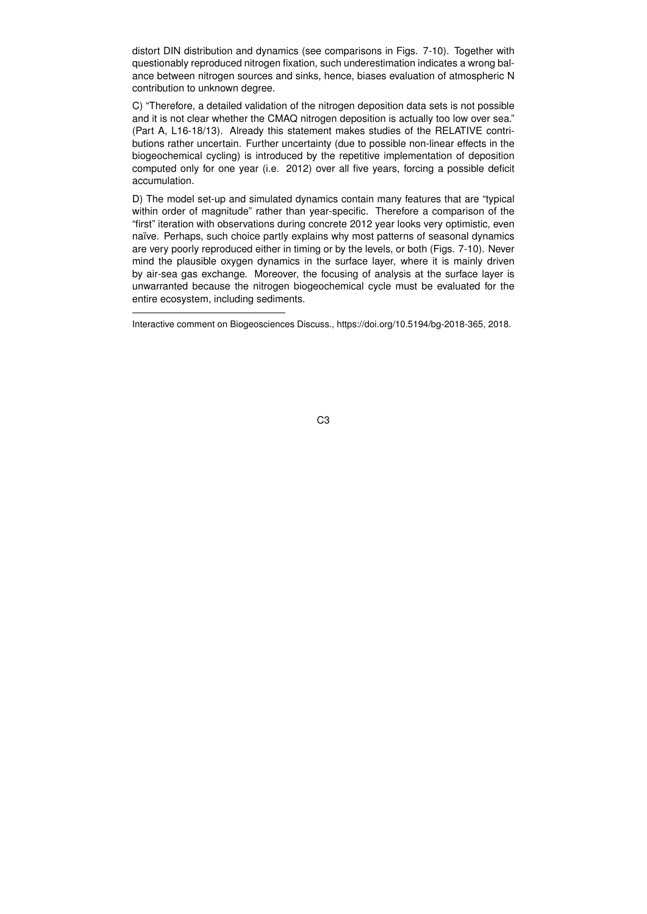distort DIN distribution and dynamics (see comparisons in Figs. 7-10). Together with questionably reproduced nitrogen fixation, such underestimation indicates a wrong balance between nitrogen sources and sinks, hence, biases evaluation of atmospheric N contribution to unknown degree.

C) "Therefore, a detailed validation of the nitrogen deposition data sets is not possible and it is not clear whether the CMAQ nitrogen deposition is actually too low over sea." (Part A, L16-18/13). Already this statement makes studies of the RELATIVE contributions rather uncertain. Further uncertainty (due to possible non-linear effects in the biogeochemical cycling) is introduced by the repetitive implementation of deposition computed only for one year (i.e. 2012) over all five years, forcing a possible deficit accumulation.

D) The model set-up and simulated dynamics contain many features that are "typical within order of magnitude" rather than year-specific. Therefore a comparison of the "first" iteration with observations during concrete 2012 year looks very optimistic, even naïve. Perhaps, such choice partly explains why most patterns of seasonal dynamics are very poorly reproduced either in timing or by the levels, or both (Figs. 7-10). Never mind the plausible oxygen dynamics in the surface layer, where it is mainly driven by air-sea gas exchange. Moreover, the focusing of analysis at the surface layer is unwarranted because the nitrogen biogeochemical cycle must be evaluated for the entire ecosystem, including sediments.

---

Interactive comment on Biogeosciences Discuss., https://doi.org/10.5194/bg-2018-365, 2018.